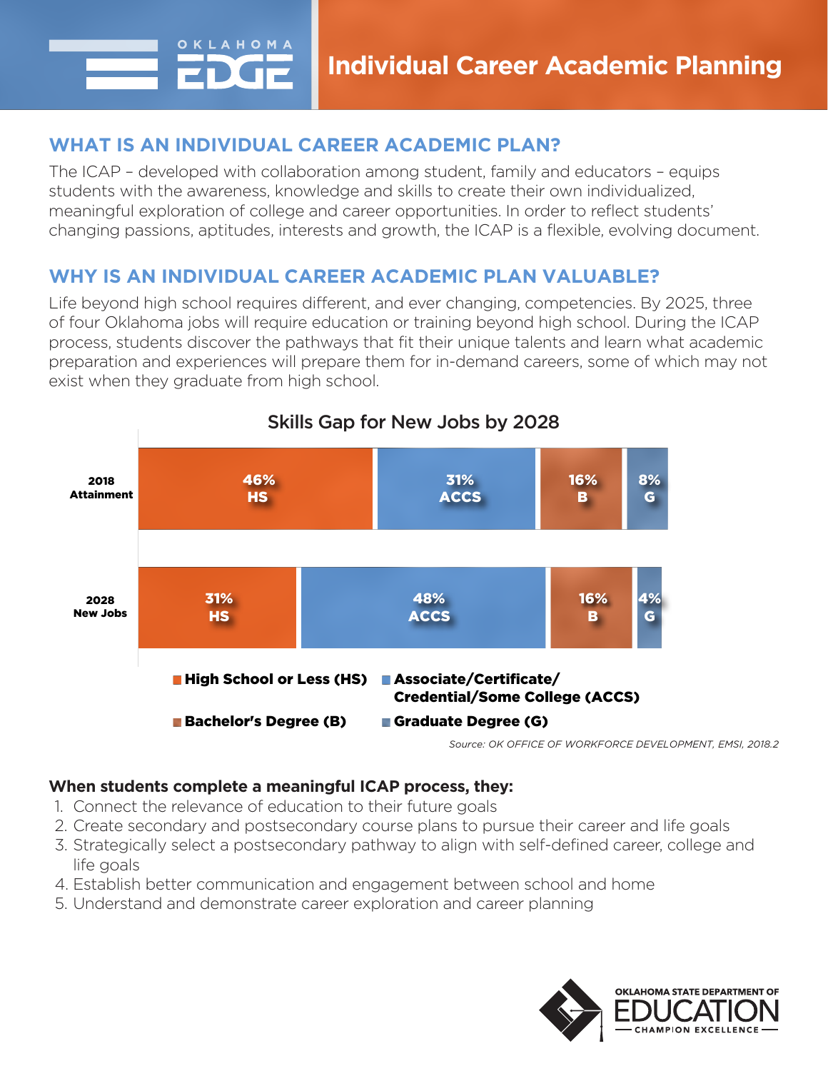# Individual Career Academic Planning

## WHAT IS AN INDIVIDUAL CAREER ACADEMIC PLAN?

The ICAP – developed with collaboration among student, family and educators – equips students with the awareness, knowledge and skills to create their own individualized, meaningful exploration of college and career opportunities. In order to reflect students' changing passions, aptitudes, interests and growth, the ICAP is a flexible, evolving document.

## WHY IS AN INDIVIDUAL CAREER ACADEMIC PLAN VALUABLE?

Life beyond high school requires different, and ever changing, competencies. By 2025, three of four Oklahoma jobs will require education or training beyond high school. During the ICAP process, students discover the pathways that fit their unique talents and learn what academic preparation and experiences will prepare them for in-demand careers, some of which may not exist when they graduate from high school.

**Skills Gap for New Jobs by 2028**

| | HS | ACCS | B | G |
|---|---|---|---|---|
| 2018 Attainment | 46% | 31% | 16% | 8% |
| 2028 New Jobs | 31% | 48% | 16% | 4% |

High School or Less (HS) · Associate/Certificate/Credential/Some College (ACCS) · Bachelor's Degree (B) · Graduate Degree (G)

*Source: OK OFFICE OF WORKFORCE DEVELOPMENT, EMSI, 2018.2*

**When students complete a meaningful ICAP process, they:**

1. Connect the relevance of education to their future goals
2. Create secondary and postsecondary course plans to pursue their career and life goals
3. Strategically select a postsecondary pathway to align with self-defined career, college and life goals
4. Establish better communication and engagement between school and home
5. Understand and demonstrate career exploration and career planning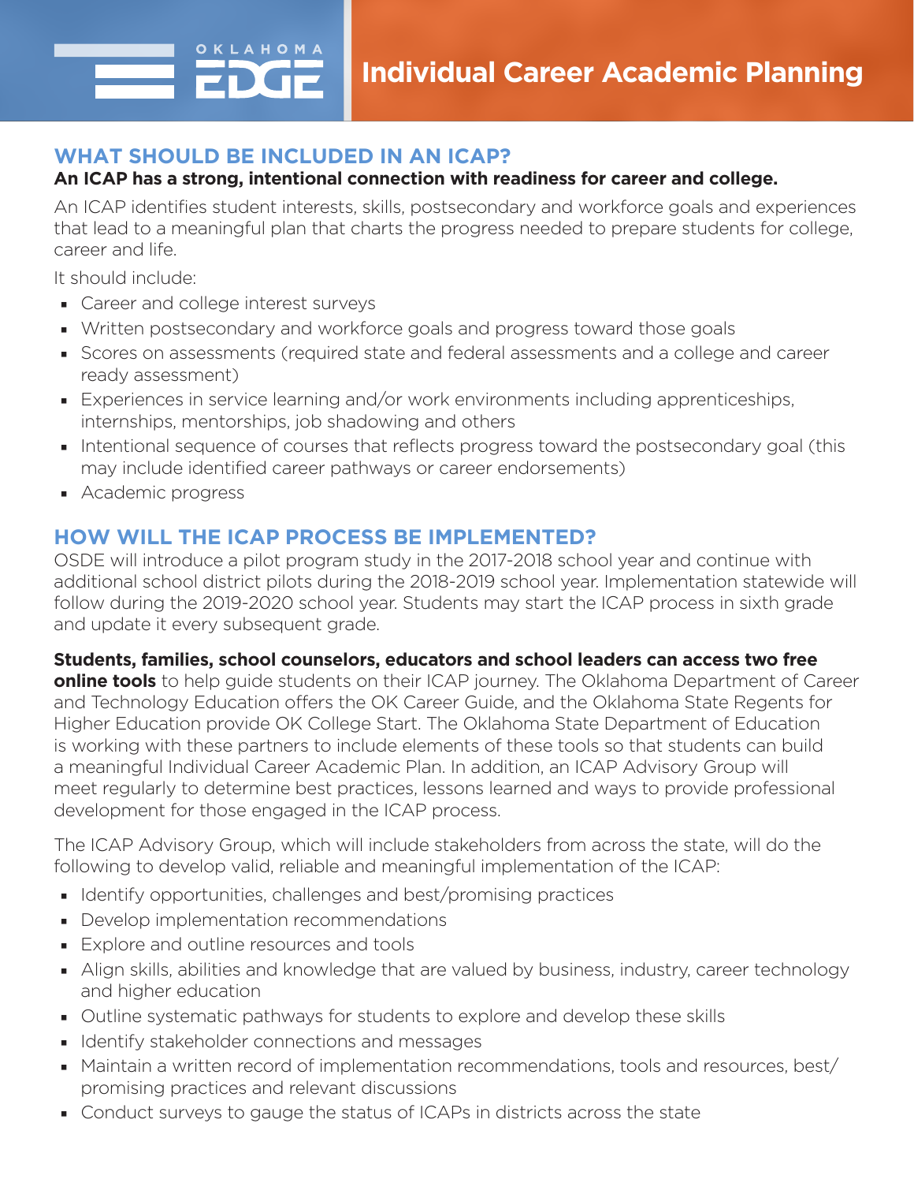OKLAHOMA EDGE

# Individual Career Academic Planning

## WHAT SHOULD BE INCLUDED IN AN ICAP?

**An ICAP has a strong, intentional connection with readiness for career and college.**

An ICAP identifies student interests, skills, postsecondary and workforce goals and experiences that lead to a meaningful plan that charts the progress needed to prepare students for college, career and life.

It should include:

- Career and college interest surveys
- Written postsecondary and workforce goals and progress toward those goals
- Scores on assessments (required state and federal assessments and a college and career ready assessment)
- Experiences in service learning and/or work environments including apprenticeships, internships, mentorships, job shadowing and others
- Intentional sequence of courses that reflects progress toward the postsecondary goal (this may include identified career pathways or career endorsements)
- Academic progress

## HOW WILL THE ICAP PROCESS BE IMPLEMENTED?

OSDE will introduce a pilot program study in the 2017-2018 school year and continue with additional school district pilots during the 2018-2019 school year. Implementation statewide will follow during the 2019-2020 school year. Students may start the ICAP process in sixth grade and update it every subsequent grade.

**Students, families, school counselors, educators and school leaders can access two free online tools** to help guide students on their ICAP journey. The Oklahoma Department of Career and Technology Education offers the OK Career Guide, and the Oklahoma State Regents for Higher Education provide OK College Start. The Oklahoma State Department of Education is working with these partners to include elements of these tools so that students can build a meaningful Individual Career Academic Plan. In addition, an ICAP Advisory Group will meet regularly to determine best practices, lessons learned and ways to provide professional development for those engaged in the ICAP process.

The ICAP Advisory Group, which will include stakeholders from across the state, will do the following to develop valid, reliable and meaningful implementation of the ICAP:

- Identify opportunities, challenges and best/promising practices
- Develop implementation recommendations
- Explore and outline resources and tools
- Align skills, abilities and knowledge that are valued by business, industry, career technology and higher education
- Outline systematic pathways for students to explore and develop these skills
- Identify stakeholder connections and messages
- Maintain a written record of implementation recommendations, tools and resources, best/promising practices and relevant discussions
- Conduct surveys to gauge the status of ICAPs in districts across the state